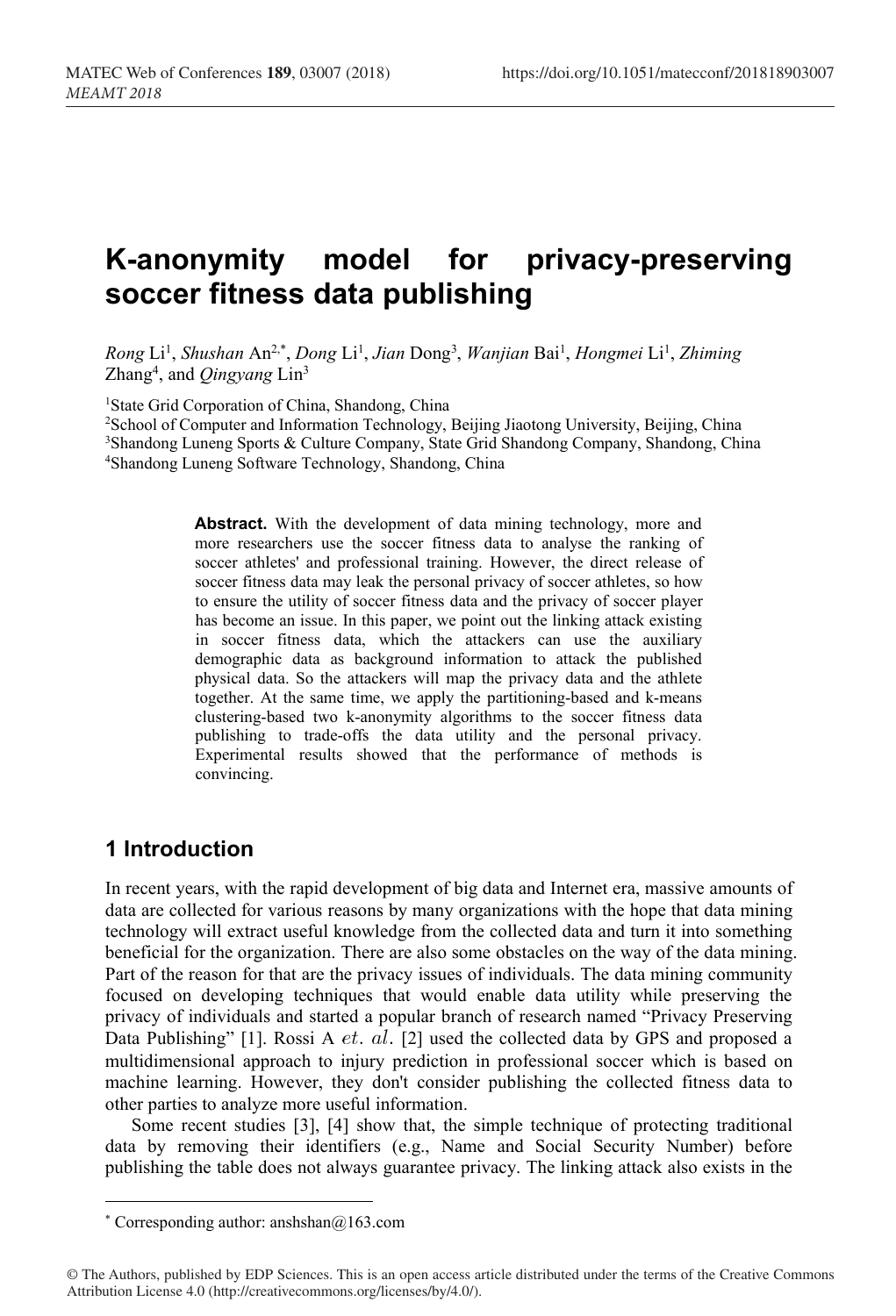# K-anonymity model for privacy-preserving soccer fitness data publishing

*Rong* Li[1], *Shushan* An[2,*], *Dong* Li[1], *Jian* Dong[3], *Wanjian* Bai[1], *Hongmei* Li[1], *Zhiming* Zhang[4], and *Qingyang* Lin[3]

[1]State Grid Corporation of China, Shandong, China

[2]School of Computer and Information Technology, Beijing Jiaotong University, Beijing, China

[3]Shandong Luneng Sports & Culture Company, State Grid Shandong Company, Shandong, China

[4]Shandong Luneng Software Technology, Shandong, China

**Abstract.** With the development of data mining technology, more and more researchers use the soccer fitness data to analyse the ranking of soccer athletes' and professional training. However, the direct release of soccer fitness data may leak the personal privacy of soccer athletes, so how to ensure the utility of soccer fitness data and the privacy of soccer player has become an issue. In this paper, we point out the linking attack existing in soccer fitness data, which the attackers can use the auxiliary demographic data as background information to attack the published physical data. So the attackers will map the privacy data and the athlete together. At the same time, we apply the partitioning-based and k-means clustering-based two k-anonymity algorithms to the soccer fitness data publishing to trade-offs the data utility and the personal privacy. Experimental results showed that the performance of methods is convincing.

## 1 Introduction

In recent years, with the rapid development of big data and Internet era, massive amounts of data are collected for various reasons by many organizations with the hope that data mining technology will extract useful knowledge from the collected data and turn it into something beneficial for the organization. There are also some obstacles on the way of the data mining. Part of the reason for that are the privacy issues of individuals. The data mining community focused on developing techniques that would enable data utility while preserving the privacy of individuals and started a popular branch of research named "Privacy Preserving Data Publishing" [1]. Rossi A $et.\ al.$ [2] used the collected data by GPS and proposed a multidimensional approach to injury prediction in professional soccer which is based on machine learning. However, they don't consider publishing the collected fitness data to other parties to analyze more useful information.

Some recent studies [3], [4] show that, the simple technique of protecting traditional data by removing their identifiers (e.g., Name and Social Security Number) before publishing the table does not always guarantee privacy. The linking attack also exists in the

* Corresponding author: anshshan@163.com

© The Authors, published by EDP Sciences. This is an open access article distributed under the terms of the Creative Commons Attribution License 4.0 (http://creativecommons.org/licenses/by/4.0/).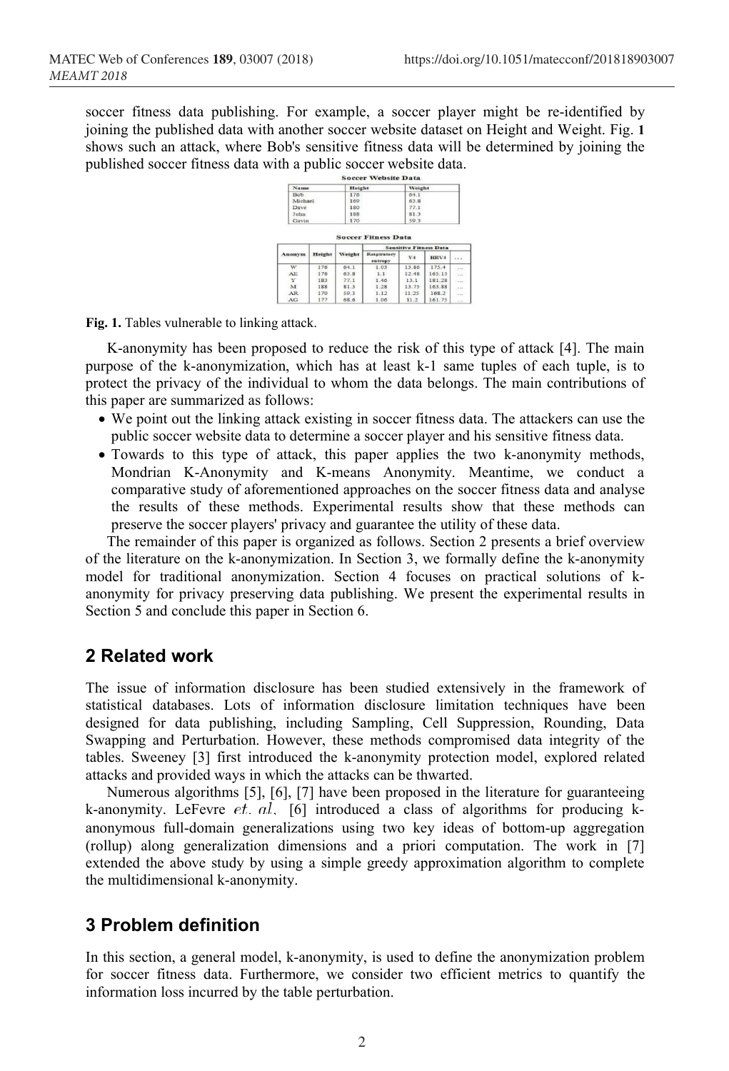soccer fitness data publishing. For example, a soccer player might be re-identified by joining the published data with another soccer website dataset on Height and Weight. Fig. **1** shows such an attack, where Bob's sensitive fitness data will be determined by joining the published soccer fitness data with a public soccer website data.

**Soccer Website Data**

| Name | Height | Weight |
| --- | --- | --- |
| Bob | 176 | 64.1 |
| Michael | 169 | 63.8 |
| Dave | 180 | 77.1 |
| John | 188 | 81.3 |
| Gavin | 170 | 59.3 |

**Soccer Fitness Data**

| Anonym | Height | Weight | Sensitive Fitness Data | | | |
| --- | --- | --- | --- | --- | --- | --- |
| | | | Respiratory entropy | V4 | HRV4 | ... |
| W | 176 | 64.1 | 1.05 | 13.86 | 175.4 | ... |
| AE | 176 | 63.8 | 1.1 | 12.48 | 165.13 | ... |
| Y | 183 | 77.1 | 1.46 | 13.1 | 181.28 | ... |
| M | 188 | 81.3 | 1.28 | 13.75 | 163.88 | ... |
| AR | 170 | 59.3 | 1.12 | 11.25 | 168.2 | ... |
| AG | 177 | 68.6 | 1.06 | 11.2 | 161.75 | ... |

**Fig. 1.** Tables vulnerable to linking attack.

K-anonymity has been proposed to reduce the risk of this type of attack [4]. The main purpose of the k-anonymization, which has at least k-1 same tuples of each tuple, is to protect the privacy of the individual to whom the data belongs. The main contributions of this paper are summarized as follows:

- We point out the linking attack existing in soccer fitness data. The attackers can use the public soccer website data to determine a soccer player and his sensitive fitness data.
- Towards to this type of attack, this paper applies the two k-anonymity methods, Mondrian K-Anonymity and K-means Anonymity. Meantime, we conduct a comparative study of aforementioned approaches on the soccer fitness data and analyse the results of these methods. Experimental results show that these methods can preserve the soccer players' privacy and guarantee the utility of these data.

The remainder of this paper is organized as follows. Section 2 presents a brief overview of the literature on the k-anonymization. In Section 3, we formally define the k-anonymity model for traditional anonymization. Section 4 focuses on practical solutions of k-anonymity for privacy preserving data publishing. We present the experimental results in Section 5 and conclude this paper in Section 6.

## 2 Related work

The issue of information disclosure has been studied extensively in the framework of statistical databases. Lots of information disclosure limitation techniques have been designed for data publishing, including Sampling, Cell Suppression, Rounding, Data Swapping and Perturbation. However, these methods compromised data integrity of the tables. Sweeney [3] first introduced the k-anonymity protection model, explored related attacks and provided ways in which the attacks can be thwarted.

Numerous algorithms [5], [6], [7] have been proposed in the literature for guaranteeing k-anonymity. LeFevre *et. al.* [6] introduced a class of algorithms for producing k-anonymous full-domain generalizations using two key ideas of bottom-up aggregation (rollup) along generalization dimensions and a priori computation. The work in [7] extended the above study by using a simple greedy approximation algorithm to complete the multidimensional k-anonymity.

## 3 Problem definition

In this section, a general model, k-anonymity, is used to define the anonymization problem for soccer fitness data. Furthermore, we consider two efficient metrics to quantify the information loss incurred by the table perturbation.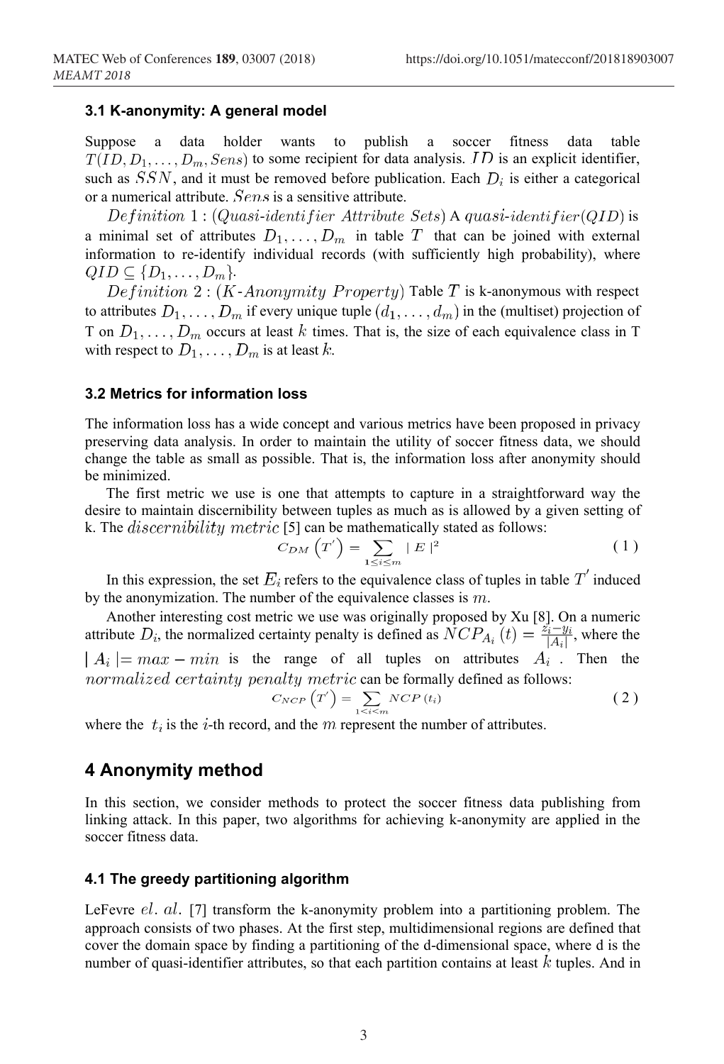### 3.1 K-anonymity: A general model

Suppose a data holder wants to publish a soccer fitness data table $T(ID, D_1, \ldots, D_m, Sens)$ to some recipient for data analysis. $ID$ is an explicit identifier, such as $SSN$, and it must be removed before publication. Each $D_i$ is either a categorical or a numerical attribute. $Sens$ is a sensitive attribute.

$Definition\ 1$ : ($Quasi$-$identifier\ Attribute\ Sets$) A $quasi$-$identifier(QID)$ is a minimal set of attributes $D_1, \ldots, D_m$ in table $T$ that can be joined with external information to re-identify individual records (with sufficiently high probability), where $QID \subseteq \{D_1, \ldots, D_m\}$.

$Definition\ 2$ : ($K$-$Anonymity\ Property$) Table $T$ is k-anonymous with respect to attributes $D_1, \ldots, D_m$ if every unique tuple $(d_1, \ldots, d_m)$ in the (multiset) projection of T on $D_1, \ldots, D_m$ occurs at least $k$ times. That is, the size of each equivalence class in T with respect to $D_1, \ldots, D_m$ is at least $k$.

### 3.2 Metrics for information loss

The information loss has a wide concept and various metrics have been proposed in privacy preserving data analysis. In order to maintain the utility of soccer fitness data, we should change the table as small as possible. That is, the information loss after anonymity should be minimized.

The first metric we use is one that attempts to capture in a straightforward way the desire to maintain discernibility between tuples as much as is allowed by a given setting of k. The $discernibility\ metric$ [5] can be mathematically stated as follows:

$$C_{DM}\left(T^{'}\right) = \sum_{1 \le i \le m} |\ E\ |^2 \tag{1}$$

In this expression, the set $E_i$ refers to the equivalence class of tuples in table $T^{'}$ induced by the anonymization. The number of the equivalence classes is $m$.

Another interesting cost metric we use was originally proposed by Xu [8]. On a numeric attribute $D_i$, the normalized certainty penalty is defined as $NCP_{A_i}(t) = \frac{z_i - y_i}{|A_i|}$, where the $|\ A_i\ | = max - min$ is the range of all tuples on attributes $A_i$ . Then the $normalized\ certainty\ penalty\ metric$ can be formally defined as follows:

$$C_{NCP}\left(T^{'}\right) = \sum_{1 < i < m} NCP\left(t_i\right) \tag{2}$$

where the $t_i$ is the $i$-th record, and the $m$ represent the number of attributes.

## 4 Anonymity method

In this section, we consider methods to protect the soccer fitness data publishing from linking attack. In this paper, two algorithms for achieving k-anonymity are applied in the soccer fitness data.

### 4.1 The greedy partitioning algorithm

LeFevre $el.\ al.$ [7] transform the k-anonymity problem into a partitioning problem. The approach consists of two phases. At the first step, multidimensional regions are defined that cover the domain space by finding a partitioning of the d-dimensional space, where d is the number of quasi-identifier attributes, so that each partition contains at least $k$ tuples. And in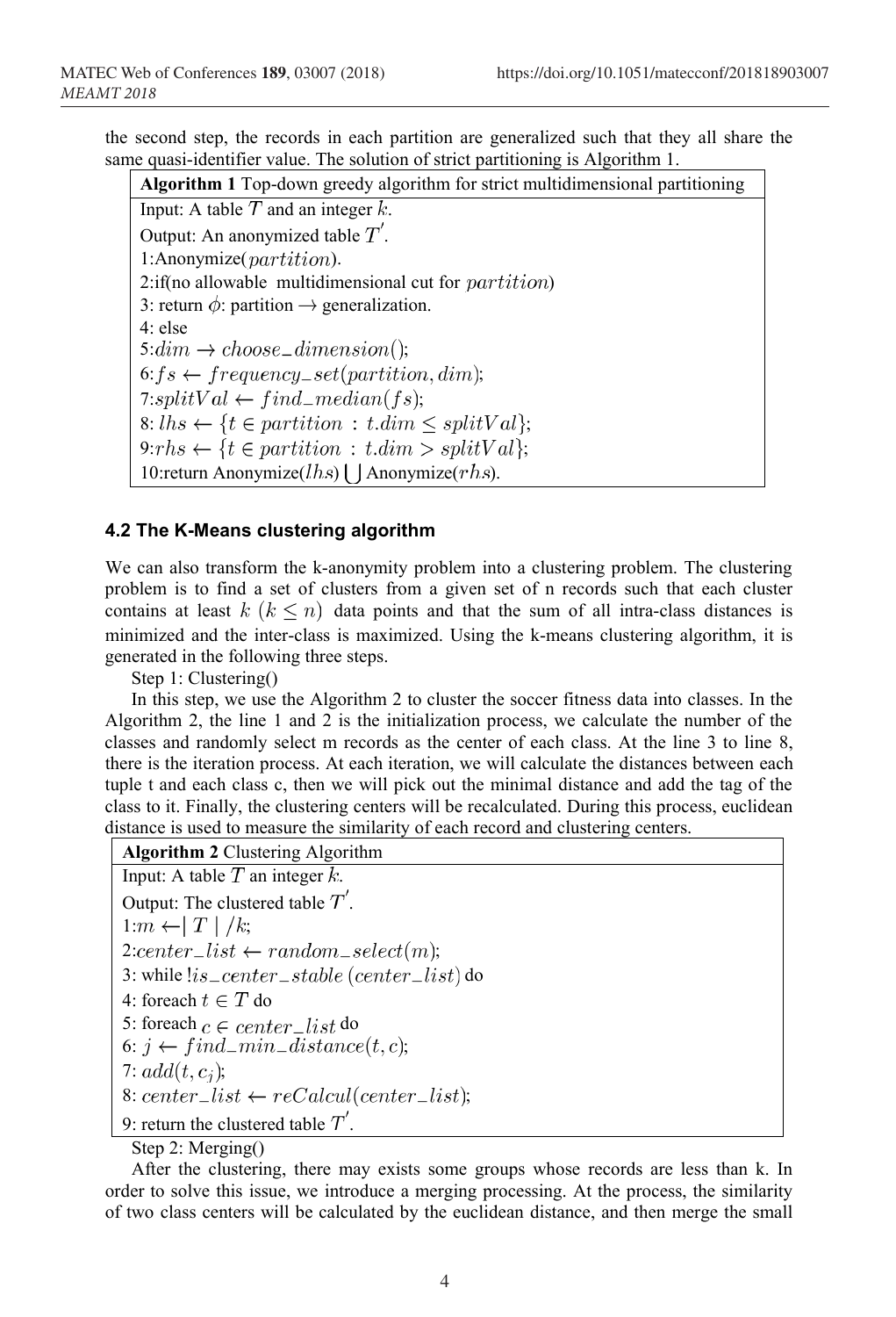the second step, the records in each partition are generalized such that they all share the same quasi-identifier value. The solution of strict partitioning is Algorithm 1.

| **Algorithm 1** Top-down greedy algorithm for strict multidimensional partitioning |
| --- |
| Input: A table $T$ and an integer $k$. |
| Output: An anonymized table $T'$. |
| 1:Anonymize($partition$). |
| 2:if(no allowable multidimensional cut for $partition$) |
| 3: return $\phi$: partition $\rightarrow$ generalization. |
| 4: else |
| 5:$dim \rightarrow choose\_dimension()$; |
| 6:$fs \leftarrow frequency\_set(partition, dim)$; |
| 7:$splitVal \leftarrow find\_median(fs)$; |
| 8: $lhs \leftarrow \{t \in partition : t.dim \leq splitVal\}$; |
| 9:$rhs \leftarrow \{t \in partition : t.dim > splitVal\}$; |
| 10:return Anonymize($lhs$) $\bigcup$ Anonymize($rhs$). |

### 4.2 The K-Means clustering algorithm

We can also transform the k-anonymity problem into a clustering problem. The clustering problem is to find a set of clusters from a given set of n records such that each cluster contains at least $k$ $(k \leq n)$ data points and that the sum of all intra-class distances is minimized and the inter-class is maximized. Using the k-means clustering algorithm, it is generated in the following three steps.

Step 1: Clustering()

In this step, we use the Algorithm 2 to cluster the soccer fitness data into classes. In the Algorithm 2, the line 1 and 2 is the initialization process, we calculate the number of the classes and randomly select m records as the center of each class. At the line 3 to line 8, there is the iteration process. At each iteration, we will calculate the distances between each tuple t and each class c, then we will pick out the minimal distance and add the tag of the class to it. Finally, the clustering centers will be recalculated. During this process, euclidean distance is used to measure the similarity of each record and clustering centers.

| **Algorithm 2** Clustering Algorithm |
| --- |
| Input: A table $T$ an integer $k$. |
| Output: The clustered table $T'$. |
| 1:$m \leftarrow \mid T \mid /k$; |
| 2:$center\_list \leftarrow random\_select(m)$; |
| 3: while !$is\_center\_stable\,(center\_list)$ do |
| 4: foreach $t \in T$ do |
| 5: foreach $c \in center\_list$ do |
| 6: $j \leftarrow find\_min\_distance(t, c)$; |
| 7: $add(t, c_j)$; |
| 8: $center\_list \leftarrow reCalcul(center\_list)$; |
| 9: return the clustered table $T'$. |

Step 2: Merging()

After the clustering, there may exists some groups whose records are less than k. In order to solve this issue, we introduce a merging processing. At the process, the similarity of two class centers will be calculated by the euclidean distance, and then merge the small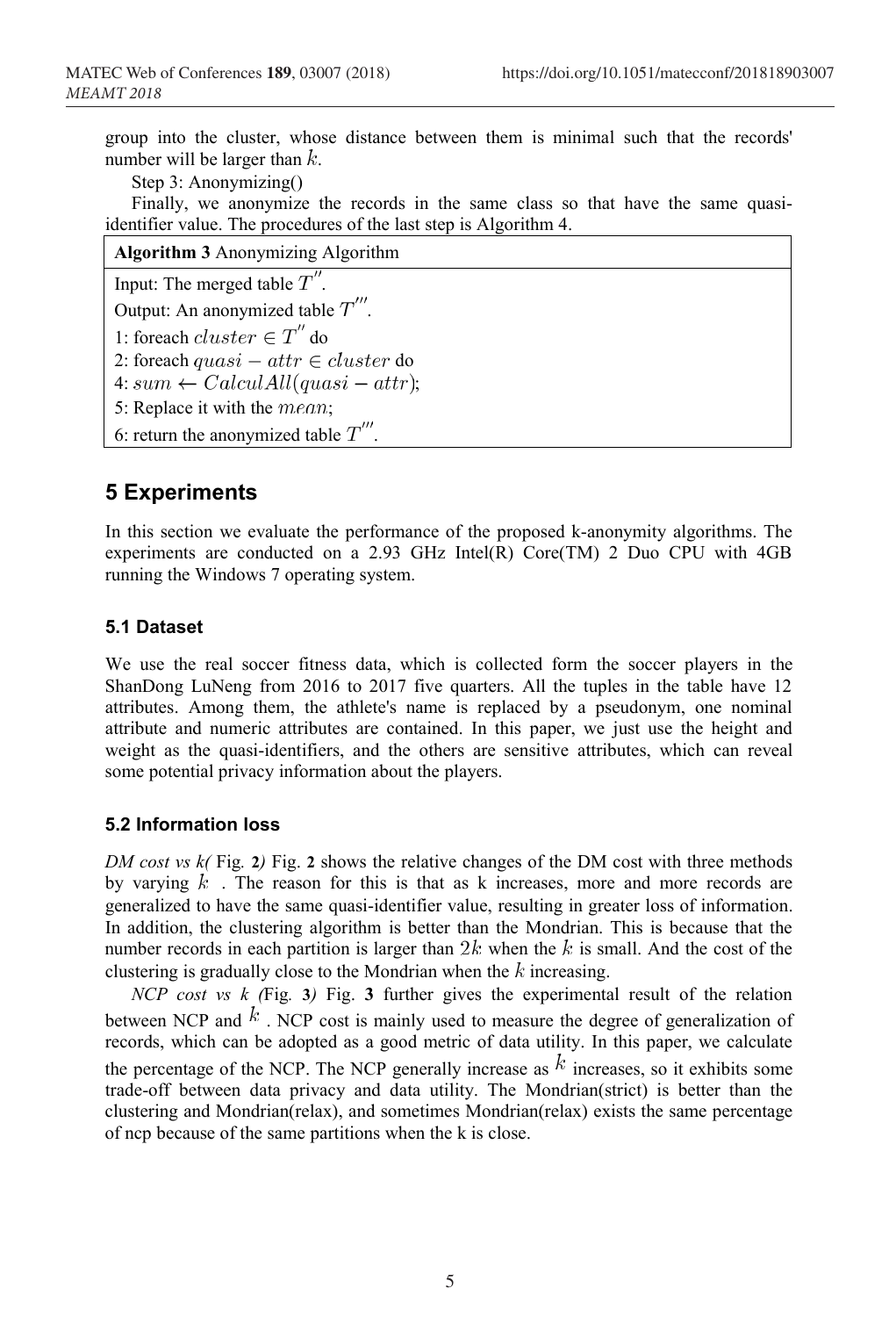group into the cluster, whose distance between them is minimal such that the records' number will be larger than $k$.

Step 3: Anonymizing()

Finally, we anonymize the records in the same class so that have the same quasi-identifier value. The procedures of the last step is Algorithm 4.

**Algorithm 3** Anonymizing Algorithm

Input: The merged table $T''$.
Output: An anonymized table $T'''$.
1: foreach $cluster \in T''$ do
2: foreach $quasi-attr \in cluster$ do
4: $sum \leftarrow CalculAll(quasi-attr)$;
5: Replace it with the $mean$;
6: return the anonymized table $T'''$.

## 5 Experiments

In this section we evaluate the performance of the proposed k-anonymity algorithms. The experiments are conducted on a 2.93 GHz Intel(R) Core(TM) 2 Duo CPU with 4GB running the Windows 7 operating system.

### 5.1 Dataset

We use the real soccer fitness data, which is collected form the soccer players in the ShanDong LuNeng from 2016 to 2017 five quarters. All the tuples in the table have 12 attributes. Among them, the athlete's name is replaced by a pseudonym, one nominal attribute and numeric attributes are contained. In this paper, we just use the height and weight as the quasi-identifiers, and the others are sensitive attributes, which can reveal some potential privacy information about the players.

### 5.2 Information loss

*DM cost vs k(* Fig. **2***)* Fig. **2** shows the relative changes of the DM cost with three methods by varying $k$ . The reason for this is that as k increases, more and more records are generalized to have the same quasi-identifier value, resulting in greater loss of information. In addition, the clustering algorithm is better than the Mondrian. This is because that the number records in each partition is larger than $2k$ when the $k$ is small. And the cost of the clustering is gradually close to the Mondrian when the $k$ increasing.

*NCP cost vs k (*Fig. **3***)* Fig. **3** further gives the experimental result of the relation between NCP and $k$ . NCP cost is mainly used to measure the degree of generalization of records, which can be adopted as a good metric of data utility. In this paper, we calculate the percentage of the NCP. The NCP generally increase as $k$ increases, so it exhibits some trade-off between data privacy and data utility. The Mondrian(strict) is better than the clustering and Mondrian(relax), and sometimes Mondrian(relax) exists the same percentage of ncp because of the same partitions when the k is close.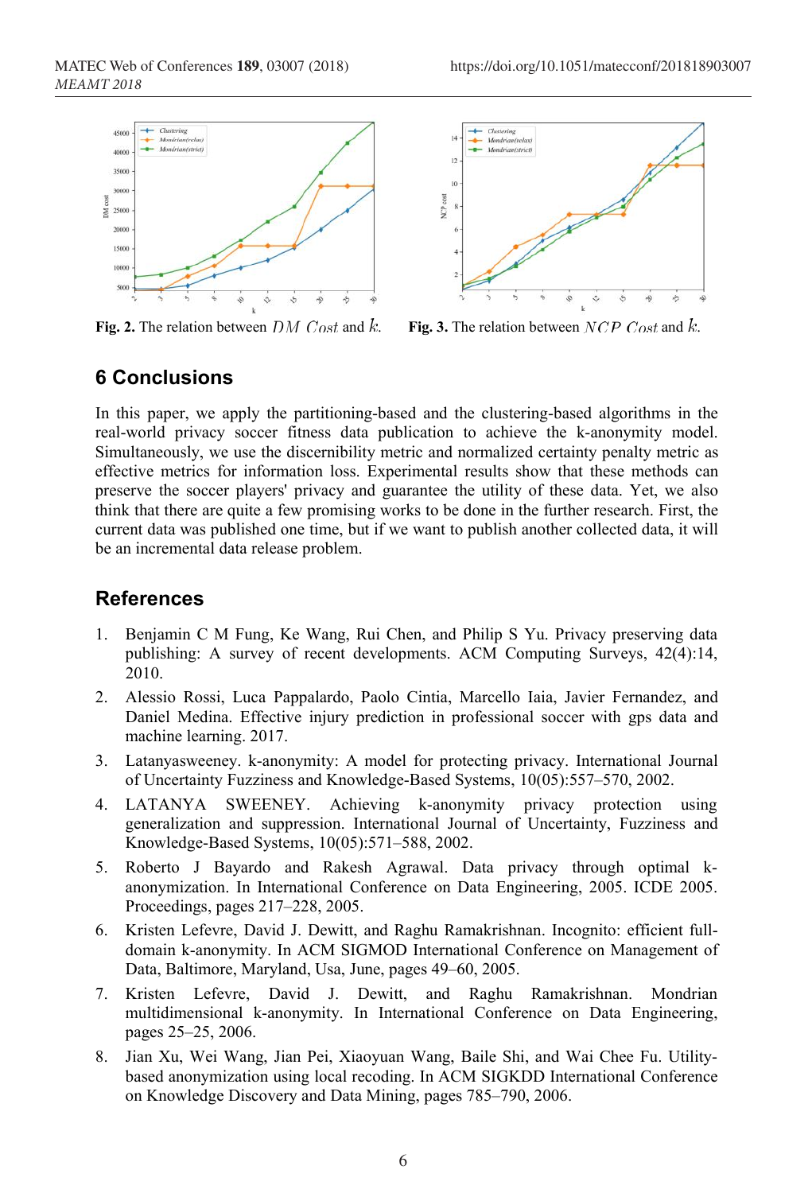45000
40000
35000
30000
25000
20000
15000
10000
5000

DM cost

Clustering
Mondrian(relax)
Mondrian(strict)

2 3 5 8 10 12 15 20 25 30

k

**Fig. 2.** The relation between $DM\ Cost$ and $k$.

14
12
10
8
6
4
2

NCP cost

Clustering
Mondrian(relax)
Mondrian(strict)

2 3 5 8 10 12 15 20 25 30

k

**Fig. 3.** The relation between $NCP\ Cost$ and $k$.

## 6 Conclusions

In this paper, we apply the partitioning-based and the clustering-based algorithms in the real-world privacy soccer fitness data publication to achieve the k-anonymity model. Simultaneously, we use the discernibility metric and normalized certainty penalty metric as effective metrics for information loss. Experimental results show that these methods can preserve the soccer players' privacy and guarantee the utility of these data. Yet, we also think that there are quite a few promising works to be done in the further research. First, the current data was published one time, but if we want to publish another collected data, it will be an incremental data release problem.

## References

1. Benjamin C M Fung, Ke Wang, Rui Chen, and Philip S Yu. Privacy preserving data publishing: A survey of recent developments. ACM Computing Surveys, 42(4):14, 2010.
2. Alessio Rossi, Luca Pappalardo, Paolo Cintia, Marcello Iaia, Javier Fernandez, and Daniel Medina. Effective injury prediction in professional soccer with gps data and machine learning. 2017.
3. Latanyasweeney. k-anonymity: A model for protecting privacy. International Journal of Uncertainty Fuzziness and Knowledge-Based Systems, 10(05):557–570, 2002.
4. LATANYA SWEENEY. Achieving k-anonymity privacy protection using generalization and suppression. International Journal of Uncertainty, Fuzziness and Knowledge-Based Systems, 10(05):571–588, 2002.
5. Roberto J Bayardo and Rakesh Agrawal. Data privacy through optimal k-anonymization. In International Conference on Data Engineering, 2005. ICDE 2005. Proceedings, pages 217–228, 2005.
6. Kristen Lefevre, David J. Dewitt, and Raghu Ramakrishnan. Incognito: efficient full-domain k-anonymity. In ACM SIGMOD International Conference on Management of Data, Baltimore, Maryland, Usa, June, pages 49–60, 2005.
7. Kristen Lefevre, David J. Dewitt, and Raghu Ramakrishnan. Mondrian multidimensional k-anonymity. In International Conference on Data Engineering, pages 25–25, 2006.
8. Jian Xu, Wei Wang, Jian Pei, Xiaoyuan Wang, Baile Shi, and Wai Chee Fu. Utility-based anonymization using local recoding. In ACM SIGKDD International Conference on Knowledge Discovery and Data Mining, pages 785–790, 2006.